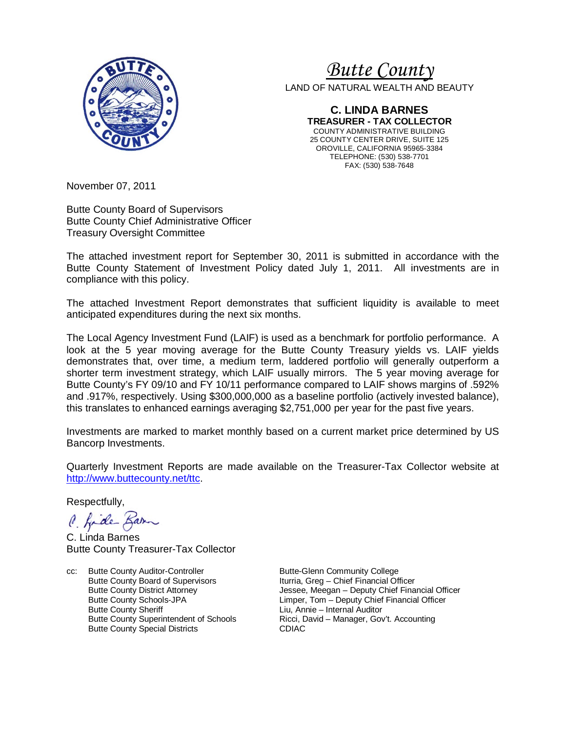# *Butte County*

LAND OF NATURAL WEALTH AND BEAUTY

**C. LINDA BARNES**
**TREASURER - TAX COLLECTOR**
COUNTY ADMINISTRATIVE BUILDING
25 COUNTY CENTER DRIVE, SUITE 125
OROVILLE, CALIFORNIA 95965-3384
TELEPHONE: (530) 538-7701
FAX: (530) 538-7648

November 07, 2011

Butte County Board of Supervisors
Butte County Chief Administrative Officer
Treasury Oversight Committee

The attached investment report for September 30, 2011 is submitted in accordance with the Butte County Statement of Investment Policy dated July 1, 2011. All investments are in compliance with this policy.

The attached Investment Report demonstrates that sufficient liquidity is available to meet anticipated expenditures during the next six months.

The Local Agency Investment Fund (LAIF) is used as a benchmark for portfolio performance. A look at the 5 year moving average for the Butte County Treasury yields vs. LAIF yields demonstrates that, over time, a medium term, laddered portfolio will generally outperform a shorter term investment strategy, which LAIF usually mirrors. The 5 year moving average for Butte County's FY 09/10 and FY 10/11 performance compared to LAIF shows margins of .592% and .917%, respectively. Using $300,000,000 as a baseline portfolio (actively invested balance), this translates to enhanced earnings averaging $2,751,000 per year for the past five years.

Investments are marked to market monthly based on a current market price determined by US Bancorp Investments.

Quarterly Investment Reports are made available on the Treasurer-Tax Collector website at http://www.buttecounty.net/ttc.

Respectfully,

C. Linda Barnes
Butte County Treasurer-Tax Collector

cc: Butte County Auditor-Controller
Butte County Board of Supervisors
Butte County District Attorney
Butte County Schools-JPA
Butte County Sheriff
Butte County Superintendent of Schools
Butte County Special Districts
Butte-Glenn Community College
Iturria, Greg – Chief Financial Officer
Jessee, Meegan – Deputy Chief Financial Officer
Limper, Tom – Deputy Chief Financial Officer
Liu, Annie – Internal Auditor
Ricci, David – Manager, Gov't. Accounting
CDIAC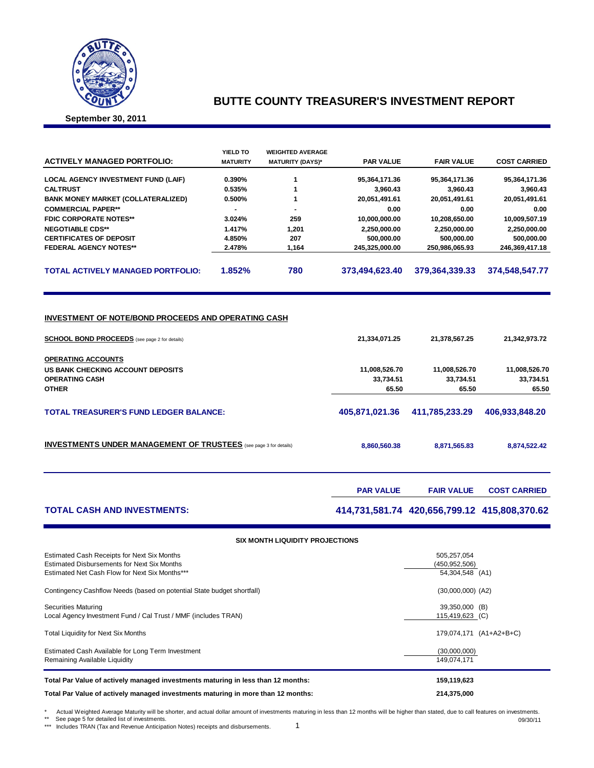# BUTTE COUNTY TREASURER'S INVESTMENT REPORT

**September 30, 2011**

| ACTIVELY MANAGED PORTFOLIO: | YIELD TO MATURITY | WEIGHTED AVERAGE MATURITY (DAYS)* | PAR VALUE | FAIR VALUE | COST CARRIED |
|---|---|---|---|---|---|
| LOCAL AGENCY INVESTMENT FUND (LAIF) | 0.390% | 1 | 95,364,171.36 | 95,364,171.36 | 95,364,171.36 |
| CALTRUST | 0.535% | 1 | 3,960.43 | 3,960.43 | 3,960.43 |
| BANK MONEY MARKET (COLLATERALIZED) | 0.500% | 1 | 20,051,491.61 | 20,051,491.61 | 20,051,491.61 |
| COMMERCIAL PAPER** | - | - | 0.00 | 0.00 | 0.00 |
| FDIC CORPORATE NOTES** | 3.024% | 259 | 10,000,000.00 | 10,208,650.00 | 10,009,507.19 |
| NEGOTIABLE CDS** | 1.417% | 1,201 | 2,250,000.00 | 2,250,000.00 | 2,250,000.00 |
| CERTIFICATES OF DEPOSIT | 4.850% | 207 | 500,000.00 | 500,000.00 | 500,000.00 |
| FEDERAL AGENCY NOTES** | 2.478% | 1,164 | 245,325,000.00 | 250,986,065.93 | 246,369,417.18 |
| **TOTAL ACTIVELY MANAGED PORTFOLIO:** | **1.852%** | **780** | **373,494,623.40** | **379,364,339.33** | **374,548,547.77** |

## INVESTMENT OF NOTE/BOND PROCEEDS AND OPERATING CASH

| | PAR VALUE | FAIR VALUE | COST CARRIED |
|---|---|---|---|
| **SCHOOL BOND PROCEEDS** (see page 2 for details) | 21,334,071.25 | 21,378,567.25 | 21,342,973.72 |
| **OPERATING ACCOUNTS** | | | |
| US BANK CHECKING ACCOUNT DEPOSITS | 11,008,526.70 | 11,008,526.70 | 11,008,526.70 |
| OPERATING CASH | 33,734.51 | 33,734.51 | 33,734.51 |
| OTHER | 65.50 | 65.50 | 65.50 |
| **TOTAL TREASURER'S FUND LEDGER BALANCE:** | **405,871,021.36** | **411,785,233.29** | **406,933,848.20** |
| **INVESTMENTS UNDER MANAGEMENT OF TRUSTEES** (see page 3 for details) | 8,860,560.38 | 8,871,565.83 | 8,874,522.42 |

| | PAR VALUE | FAIR VALUE | COST CARRIED |
|---|---|---|---|
| **TOTAL CASH AND INVESTMENTS:** | **414,731,581.74** | **420,656,799.12** | **415,808,370.62** |

### SIX MONTH LIQUIDITY PROJECTIONS

| | | |
|---|---|---|
| Estimated Cash Receipts for Next Six Months | 505,257,054 | |
| Estimated Disbursements for Next Six Months | (450,952,506) | |
| Estimated Net Cash Flow for Next Six Months*** | 54,304,548 | (A1) |
| Contingency Cashflow Needs (based on potential State budget shortfall) | (30,000,000) | (A2) |
| Securities Maturing | 39,350,000 | (B) |
| Local Agency Investment Fund / Cal Trust / MMF (includes TRAN) | 115,419,623 | (C) |
| Total Liquidity for Next Six Months | 179,074,171 | (A1+A2+B+C) |
| Estimated Cash Available for Long Term Investment | (30,000,000) | |
| Remaining Available Liquidity | 149,074,171 | |

| | |
|---|---|
| **Total Par Value of actively managed investments maturing in less than 12 months:** | **159,119,623** |
| **Total Par Value of actively managed investments maturing in more than 12 months:** | **214,375,000** |

\* Actual Weighted Average Maturity will be shorter, and actual dollar amount of investments maturing in less than 12 months will be higher than stated, due to call features on investments.
** See page 5 for detailed list of investments.
*** Includes TRAN (Tax and Revenue Anticipation Notes) receipts and disbursements.

09/30/11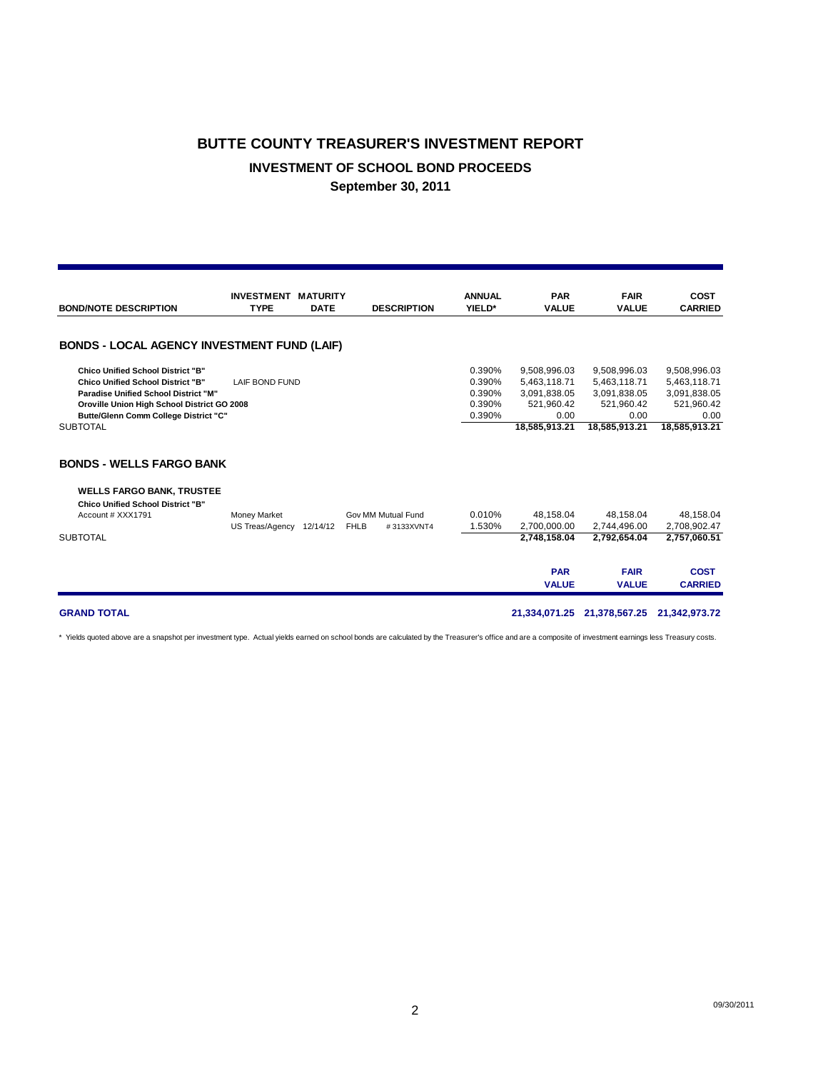# BUTTE COUNTY TREASURER'S INVESTMENT REPORT

## INVESTMENT OF SCHOOL BOND PROCEEDS

### September 30, 2011

| BOND/NOTE DESCRIPTION | INVESTMENT TYPE | MATURITY DATE | DESCRIPTION | ANNUAL YIELD* | PAR VALUE | FAIR VALUE | COST CARRIED |
|---|---|---|---|---|---|---|---|
| **BONDS - LOCAL AGENCY INVESTMENT FUND (LAIF)** | | | | | | | |
| **Chico Unified School District "B"** | | | | 0.390% | 9,508,996.03 | 9,508,996.03 | 9,508,996.03 |
| **Chico Unified School District "B"** | LAIF BOND FUND | | | 0.390% | 5,463,118.71 | 5,463,118.71 | 5,463,118.71 |
| **Paradise Unified School District "M"** | | | | 0.390% | 3,091,838.05 | 3,091,838.05 | 3,091,838.05 |
| **Oroville Union High School District GO 2008** | | | | 0.390% | 521,960.42 | 521,960.42 | 521,960.42 |
| **Butte/Glenn Comm College District "C"** | | | | 0.390% | 0.00 | 0.00 | 0.00 |
| SUBTOTAL | | | | | **18,585,913.21** | **18,585,913.21** | **18,585,913.21** |
| **BONDS - WELLS FARGO BANK** | | | | | | | |
| **WELLS FARGO BANK, TRUSTEE** | | | | | | | |
| **Chico Unified School District "B"** | | | | | | | |
| Account # XXX1791 | Money Market | | Gov MM Mutual Fund | 0.010% | 48,158.04 | 48,158.04 | 48,158.04 |
| | US Treas/Agency | 12/14/12 | FHLB #3133XVNT4 | 1.530% | 2,700,000.00 | 2,744,496.00 | 2,708,902.47 |
| SUBTOTAL | | | | | **2,748,158.04** | **2,792,654.04** | **2,757,060.51** |
| | | | | | **PAR VALUE** | **FAIR VALUE** | **COST CARRIED** |
| **GRAND TOTAL** | | | | | **21,334,071.25** | **21,378,567.25** | **21,342,973.72** |

* Yields quoted above are a snapshot per investment type. Actual yields earned on school bonds are calculated by the Treasurer's office and are a composite of investment earnings less Treasury costs.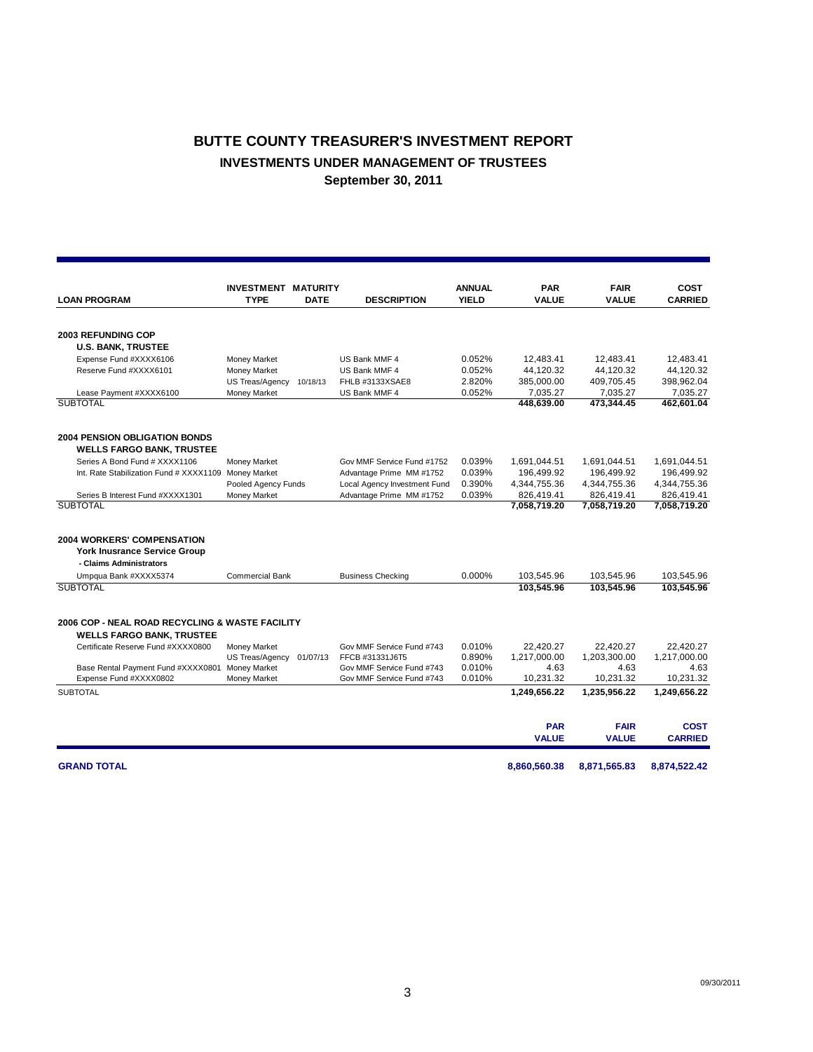# BUTTE COUNTY TREASURER'S INVESTMENT REPORT

## INVESTMENTS UNDER MANAGEMENT OF TRUSTEES

### September 30, 2011

| LOAN PROGRAM | INVESTMENT TYPE | MATURITY DATE | DESCRIPTION | ANNUAL YIELD | PAR VALUE | FAIR VALUE | COST CARRIED |
|---|---|---|---|---|---|---|---|
| **2003 REFUNDING COP** | | | | | | | |
| **U.S. BANK, TRUSTEE** | | | | | | | |
| Expense Fund #XXXX6106 | Money Market | | US Bank MMF 4 | 0.052% | 12,483.41 | 12,483.41 | 12,483.41 |
| Reserve Fund #XXXX6101 | Money Market | | US Bank MMF 4 | 0.052% | 44,120.32 | 44,120.32 | 44,120.32 |
| | US Treas/Agency | 10/18/13 | FHLB #3133XSAE8 | 2.820% | 385,000.00 | 409,705.45 | 398,962.04 |
| Lease Payment #XXXX6100 | Money Market | | US Bank MMF 4 | 0.052% | 7,035.27 | 7,035.27 | 7,035.27 |
| SUBTOTAL | | | | | **448,639.00** | **473,344.45** | **462,601.04** |
| **2004 PENSION OBLIGATION BONDS** | | | | | | | |
| **WELLS FARGO BANK, TRUSTEE** | | | | | | | |
| Series A Bond Fund # XXXX1106 | Money Market | | Gov MMF Service Fund #1752 | 0.039% | 1,691,044.51 | 1,691,044.51 | 1,691,044.51 |
| Int. Rate Stabilization Fund # XXXX1109 | Money Market | | Advantage Prime MM #1752 | 0.039% | 196,499.92 | 196,499.92 | 196,499.92 |
| | Pooled Agency Funds | | Local Agency Investment Fund | 0.390% | 4,344,755.36 | 4,344,755.36 | 4,344,755.36 |
| Series B Interest Fund #XXXX1301 | Money Market | | Advantage Prime MM #1752 | 0.039% | 826,419.41 | 826,419.41 | 826,419.41 |
| SUBTOTAL | | | | | **7,058,719.20** | **7,058,719.20** | **7,058,719.20** |
| **2004 WORKERS' COMPENSATION** | | | | | | | |
| **York Inusrance Service Group** | | | | | | | |
| **- Claims Administrators** | | | | | | | |
| Umpqua Bank #XXXX5374 | Commercial Bank | | Business Checking | 0.000% | 103,545.96 | 103,545.96 | 103,545.96 |
| SUBTOTAL | | | | | **103,545.96** | **103,545.96** | **103,545.96** |
| **2006 COP - NEAL ROAD RECYCLING & WASTE FACILITY** | | | | | | | |
| **WELLS FARGO BANK, TRUSTEE** | | | | | | | |
| Certificate Reserve Fund #XXXX0800 | Money Market | | Gov MMF Service Fund #743 | 0.010% | 22,420.27 | 22,420.27 | 22,420.27 |
| | US Treas/Agency | 01/07/13 | FFCB #31331J6T5 | 0.890% | 1,217,000.00 | 1,203,300.00 | 1,217,000.00 |
| Base Rental Payment Fund #XXXX0801 | Money Market | | Gov MMF Service Fund #743 | 0.010% | 4.63 | 4.63 | 4.63 |
| Expense Fund #XXXX0802 | Money Market | | Gov MMF Service Fund #743 | 0.010% | 10,231.32 | 10,231.32 | 10,231.32 |
| SUBTOTAL | | | | | **1,249,656.22** | **1,235,956.22** | **1,249,656.22** |
| | | | | | **PAR VALUE** | **FAIR VALUE** | **COST CARRIED** |
| **GRAND TOTAL** | | | | | **8,860,560.38** | **8,871,565.83** | **8,874,522.42** |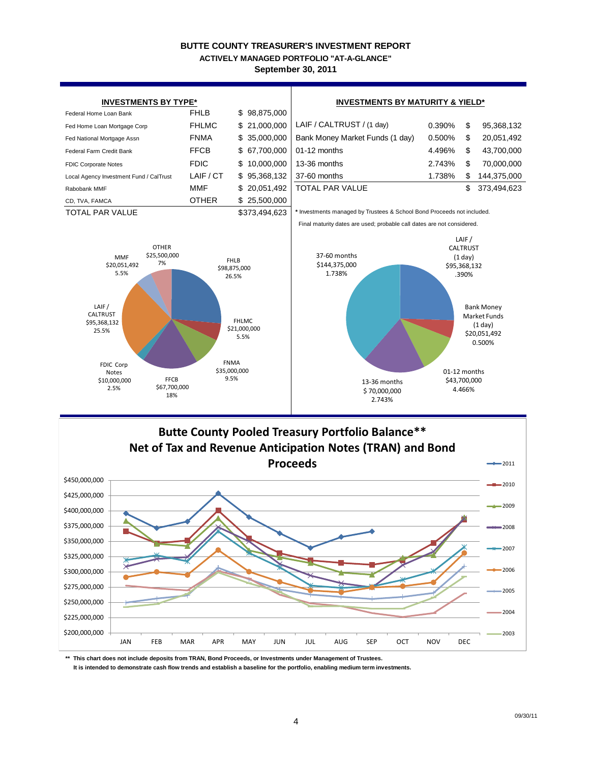# BUTTE COUNTY TREASURER'S INVESTMENT REPORT

## ACTIVELY MANAGED PORTFOLIO "AT-A-GLANCE"

### September 30, 2011

**INVESTMENTS BY TYPE***

| | | |
|---|---|---|
| Federal Home Loan Bank | FHLB | $ 98,875,000 |
| Fed Home Loan Mortgage Corp | FHLMC | $ 21,000,000 |
| Fed National Mortgage Assn | FNMA | $ 35,000,000 |
| Federal Farm Credit Bank | FFCB | $ 67,700,000 |
| FDIC Corporate Notes | FDIC | $ 10,000,000 |
| Local Agency Investment Fund / CalTrust | LAIF / CT | $ 95,368,132 |
| Rabobank MMF | MMF | $ 20,051,492 |
| CD, TVA, FAMCA | OTHER | $ 25,500,000 |
| TOTAL PAR VALUE | | $373,494,623 |

**INVESTMENTS BY MATURITY & YIELD***

| | | |
|---|---|---|
| LAIF / CALTRUST / (1 day) | 0.390% | $ 95,368,132 |
| Bank Money Market Funds (1 day) | 0.500% | $ 20,051,492 |
| 01-12 months | 4.496% | $ 43,700,000 |
| 13-36 months | 2.743% | $ 70,000,000 |
| 37-60 months | 1.738% | $ 144,375,000 |
| TOTAL PAR VALUE | | $ 373,494,623 |

\* Investments managed by Trustees & School Bond Proceeds not included.
Final maturity dates are used; probable call dates are not considered.

FHLB $98,875,000 26.5%; FHLMC $21,000,000 5.5%; FNMA $35,000,000 9.5%; FFCB $67,700,000 18%; FDIC Corp Notes $10,000,000 2.5%; LAIF / CALTRUST $95,368,132 25.5%; MMF $20,051,492 5.5%; OTHER $25,500,000 7%

LAIF / CALTRUST (1 day) $95,368,132 .390%; Bank Money Market Funds (1 day) $20,051,492 0.500%; 01-12 months $43,700,000 4.466%; 13-36 months $ 70,000,000 2.743%; 37-60 months $144,375,000 1.738%

**Butte County Pooled Treasury Portfolio Balance\*\***
**Net of Tax and Revenue Anticipation Notes (TRAN) and Bond Proceeds**

\*\* This chart does not include deposits from TRAN, Bond Proceeds, or Investments under Management of Trustees.
It is intended to demonstrate cash flow trends and establish a baseline for the portfolio, enabling medium term investments.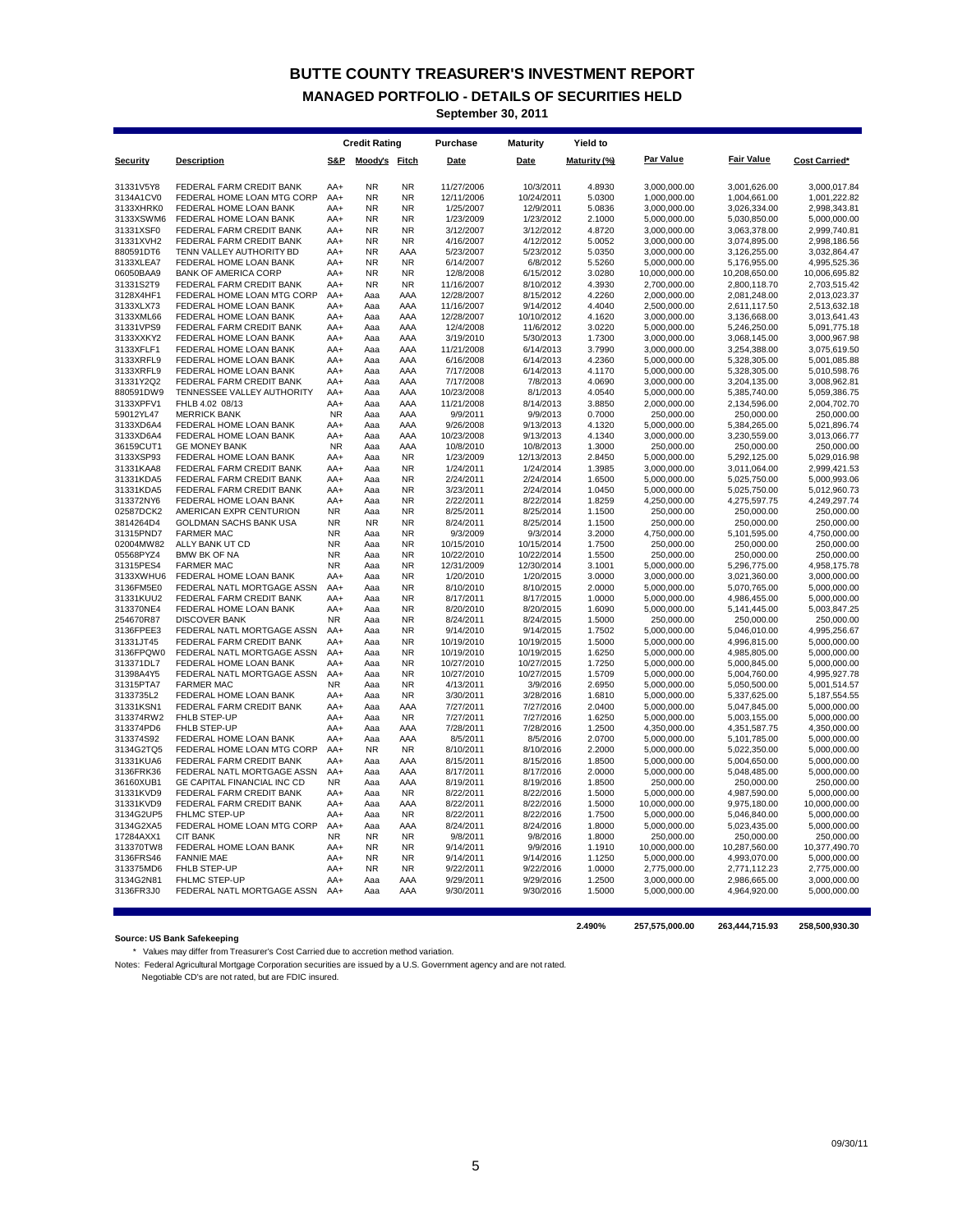# BUTTE COUNTY TREASURER'S INVESTMENT REPORT

## MANAGED PORTFOLIO - DETAILS OF SECURITIES HELD

**September 30, 2011**

| Security | Description | Credit Rating S&P | Moody's | Fitch | Purchase Date | Maturity Date | Yield to Maturity (%) | Par Value | Fair Value | Cost Carried* |
|---|---|---|---|---|---|---|---|---|---|---|
| 31331V5Y8 | FEDERAL FARM CREDIT BANK | AA+ | NR | NR | 11/27/2006 | 10/3/2011 | 4.8930 | 3,000,000.00 | 3,001,626.00 | 3,000,017.84 |
| 3134A1CV0 | FEDERAL HOME LOAN MTG CORP | AA+ | NR | NR | 12/11/2006 | 10/24/2011 | 5.0300 | 1,000,000.00 | 1,004,661.00 | 1,001,222.82 |
| 3133XHRK0 | FEDERAL HOME LOAN BANK | AA+ | NR | NR | 1/25/2007 | 12/9/2011 | 5.0836 | 3,000,000.00 | 3,026,334.00 | 2,998,343.81 |
| 3133XSWM6 | FEDERAL HOME LOAN BANK | AA+ | NR | NR | 1/23/2009 | 1/23/2012 | 2.1000 | 5,000,000.00 | 5,030,850.00 | 5,000,000.00 |
| 31331XSF0 | FEDERAL FARM CREDIT BANK | AA+ | NR | NR | 3/12/2007 | 3/12/2012 | 4.8720 | 3,000,000.00 | 3,063,378.00 | 2,999,740.81 |
| 31331XVH2 | FEDERAL FARM CREDIT BANK | AA+ | NR | NR | 4/16/2007 | 4/12/2012 | 5.0052 | 3,000,000.00 | 3,074,895.00 | 2,998,186.56 |
| 880591DT6 | TENN VALLEY AUTHORITY BD | AA+ | NR | AAA | 5/23/2007 | 5/23/2012 | 5.0350 | 3,000,000.00 | 3,126,255.00 | 3,032,864.47 |
| 3133XLEA7 | FEDERAL HOME LOAN BANK | AA+ | NR | NR | 6/14/2007 | 6/8/2012 | 5.5260 | 5,000,000.00 | 5,176,955.00 | 4,995,525.36 |
| 06050BAA9 | BANK OF AMERICA CORP | AA+ | NR | NR | 12/8/2008 | 6/15/2012 | 3.0280 | 10,000,000.00 | 10,208,650.00 | 10,006,695.82 |
| 31331S2T9 | FEDERAL FARM CREDIT BANK | AA+ | NR | NR | 11/16/2007 | 8/10/2012 | 4.3930 | 2,700,000.00 | 2,800,118.70 | 2,703,515.42 |
| 3128X4HF1 | FEDERAL HOME LOAN MTG CORP | AA+ | Aaa | AAA | 12/28/2007 | 8/15/2012 | 4.2260 | 2,000,000.00 | 2,081,248.00 | 2,013,023.37 |
| 3133XLX73 | FEDERAL HOME LOAN BANK | AA+ | Aaa | AAA | 11/16/2007 | 9/14/2012 | 4.4040 | 2,500,000.00 | 2,611,117.50 | 2,513,632.18 |
| 3133XML66 | FEDERAL HOME LOAN BANK | AA+ | Aaa | AAA | 12/28/2007 | 10/10/2012 | 4.1620 | 3,000,000.00 | 3,136,668.00 | 3,013,641.43 |
| 31331VPS9 | FEDERAL FARM CREDIT BANK | AA+ | Aaa | AAA | 12/4/2008 | 11/6/2012 | 3.0220 | 5,000,000.00 | 5,246,250.00 | 5,091,775.18 |
| 3133XXKY2 | FEDERAL HOME LOAN BANK | AA+ | Aaa | AAA | 3/19/2010 | 5/30/2013 | 1.7300 | 3,000,000.00 | 3,068,145.00 | 3,000,967.98 |
| 3133XFLF1 | FEDERAL HOME LOAN BANK | AA+ | Aaa | AAA | 11/21/2008 | 6/14/2013 | 3.7990 | 3,000,000.00 | 3,254,388.00 | 3,075,619.50 |
| 3133XRFL9 | FEDERAL HOME LOAN BANK | AA+ | Aaa | AAA | 6/16/2008 | 6/14/2013 | 4.2360 | 5,000,000.00 | 5,328,305.00 | 5,001,085.88 |
| 3133XRFL9 | FEDERAL HOME LOAN BANK | AA+ | Aaa | AAA | 7/17/2008 | 6/14/2013 | 4.1170 | 5,000,000.00 | 5,328,305.00 | 5,010,598.76 |
| 31331Y2Q2 | FEDERAL FARM CREDIT BANK | AA+ | Aaa | AAA | 7/17/2008 | 7/8/2013 | 4.0690 | 3,000,000.00 | 3,204,135.00 | 3,008,962.81 |
| 880591DW9 | TENNESSEE VALLEY AUTHORITY | AA+ | Aaa | AAA | 10/23/2008 | 8/1/2013 | 4.0540 | 5,000,000.00 | 5,385,740.00 | 5,059,386.75 |
| 3133XPFV1 | FHLB 4.02 08/13 | AA+ | Aaa | AAA | 11/21/2008 | 8/14/2013 | 3.8850 | 2,000,000.00 | 2,134,596.00 | 2,004,702.70 |
| 59012YL47 | MERRICK BANK | NR | Aaa | AAA | 9/9/2011 | 9/9/2013 | 0.7000 | 250,000.00 | 250,000.00 | 250,000.00 |
| 3133XD6A4 | FEDERAL HOME LOAN BANK | AA+ | Aaa | AAA | 9/26/2008 | 9/13/2013 | 4.1320 | 5,000,000.00 | 5,384,265.00 | 5,021,896.74 |
| 3133XD6A4 | FEDERAL HOME LOAN BANK | AA+ | Aaa | AAA | 10/23/2008 | 9/13/2013 | 4.1340 | 3,000,000.00 | 3,230,559.00 | 3,013,066.77 |
| 36159CUT1 | GE MONEY BANK | NR | Aaa | AAA | 10/8/2010 | 10/8/2013 | 1.3000 | 250,000.00 | 250,000.00 | 250,000.00 |
| 3133XSP93 | FEDERAL HOME LOAN BANK | AA+ | Aaa | NR | 1/23/2009 | 12/13/2013 | 2.8450 | 5,000,000.00 | 5,292,125.00 | 5,029,016.98 |
| 31331KAA8 | FEDERAL FARM CREDIT BANK | AA+ | Aaa | NR | 1/24/2011 | 1/24/2014 | 1.3985 | 3,000,000.00 | 3,011,064.00 | 2,999,421.53 |
| 31331KDA5 | FEDERAL FARM CREDIT BANK | AA+ | Aaa | NR | 2/24/2011 | 2/24/2014 | 1.6500 | 5,000,000.00 | 5,025,750.00 | 5,000,993.06 |
| 31331KDA5 | FEDERAL FARM CREDIT BANK | AA+ | Aaa | NR | 3/23/2011 | 2/24/2014 | 1.0450 | 5,000,000.00 | 5,025,750.00 | 5,012,960.73 |
| 313372NY6 | FEDERAL HOME LOAN BANK | AA+ | Aaa | NR | 2/22/2011 | 8/22/2014 | 1.8259 | 4,250,000.00 | 4,275,597.75 | 4,249,297.74 |
| 02587DCK2 | AMERICAN EXPR CENTURION | NR | Aaa | NR | 8/25/2011 | 8/25/2014 | 1.1500 | 250,000.00 | 250,000.00 | 250,000.00 |
| 3814264D4 | GOLDMAN SACHS BANK USA | NR | NR | NR | 8/24/2011 | 8/25/2014 | 1.1500 | 250,000.00 | 250,000.00 | 250,000.00 |
| 31315PND7 | FARMER MAC | NR | Aaa | NR | 9/3/2009 | 9/3/2014 | 3.2000 | 4,750,000.00 | 5,101,595.00 | 4,750,000.00 |
| 02004MW82 | ALLY BANK UT CD | NR | Aaa | NR | 10/15/2010 | 10/15/2014 | 1.7500 | 250,000.00 | 250,000.00 | 250,000.00 |
| 05568PYZ4 | BMW BK OF NA | NR | Aaa | NR | 10/22/2010 | 10/22/2014 | 1.5500 | 250,000.00 | 250,000.00 | 250,000.00 |
| 31315PES4 | FARMER MAC | NR | Aaa | NR | 12/31/2009 | 12/30/2014 | 3.1001 | 5,000,000.00 | 5,296,775.00 | 4,958,175.78 |
| 3133XWHU6 | FEDERAL HOME LOAN BANK | AA+ | Aaa | NR | 1/20/2010 | 1/20/2015 | 3.0000 | 3,000,000.00 | 3,021,360.00 | 3,000,000.00 |
| 3136FM5E0 | FEDERAL NATL MORTGAGE ASSN | AA+ | Aaa | NR | 8/10/2010 | 8/10/2015 | 2.0000 | 5,000,000.00 | 5,070,765.00 | 5,000,000.00 |
| 31331KUU2 | FEDERAL FARM CREDIT BANK | AA+ | Aaa | NR | 8/17/2011 | 8/17/2015 | 1.0000 | 5,000,000.00 | 4,986,455.00 | 5,000,000.00 |
| 313370NE4 | FEDERAL HOME LOAN BANK | AA+ | Aaa | NR | 8/20/2010 | 8/20/2015 | 1.6090 | 5,000,000.00 | 5,141,445.00 | 5,003,847.25 |
| 254670R87 | DISCOVER BANK | NR | Aaa | NR | 8/24/2011 | 8/24/2015 | 1.5000 | 250,000.00 | 250,000.00 | 250,000.00 |
| 3136FPEE3 | FEDERAL NATL MORTGAGE ASSN | AA+ | Aaa | NR | 9/14/2010 | 9/14/2015 | 1.7502 | 5,000,000.00 | 5,046,010.00 | 4,995,256.67 |
| 31331JT45 | FEDERAL FARM CREDIT BANK | AA+ | Aaa | NR | 10/19/2010 | 10/19/2015 | 1.5000 | 5,000,000.00 | 4,996,815.00 | 5,000,000.00 |
| 3136FPQW0 | FEDERAL NATL MORTGAGE ASSN | AA+ | Aaa | NR | 10/19/2010 | 10/19/2015 | 1.6250 | 5,000,000.00 | 4,985,805.00 | 5,000,000.00 |
| 313371DL7 | FEDERAL HOME LOAN BANK | AA+ | Aaa | NR | 10/27/2010 | 10/27/2015 | 1.7250 | 5,000,000.00 | 5,000,845.00 | 5,000,000.00 |
| 31398A4Y5 | FEDERAL NATL MORTGAGE ASSN | AA+ | Aaa | NR | 10/27/2010 | 10/27/2015 | 1.5709 | 5,000,000.00 | 5,004,760.00 | 4,995,927.78 |
| 31315PTA7 | FARMER MAC | NR | Aaa | NR | 4/13/2011 | 3/9/2016 | 2.6950 | 5,000,000.00 | 5,050,500.00 | 5,001,514.57 |
| 3133735L2 | FEDERAL HOME LOAN BANK | AA+ | Aaa | NR | 3/30/2011 | 3/28/2016 | 1.6810 | 5,000,000.00 | 5,337,625.00 | 5,187,554.55 |
| 31331KSN1 | FEDERAL FARM CREDIT BANK | AA+ | Aaa | AAA | 7/27/2011 | 7/27/2016 | 2.0400 | 5,000,000.00 | 5,047,845.00 | 5,000,000.00 |
| 313374RW2 | FHLB STEP-UP | AA+ | Aaa | NR | 7/27/2011 | 7/27/2016 | 1.6250 | 5,000,000.00 | 5,003,155.00 | 5,000,000.00 |
| 313374PD6 | FHLB STEP-UP | AA+ | Aaa | AAA | 7/28/2011 | 7/28/2016 | 1.2500 | 4,350,000.00 | 4,351,587.75 | 4,350,000.00 |
| 313374S92 | FEDERAL HOME LOAN BANK | AA+ | Aaa | AAA | 8/5/2011 | 8/5/2016 | 2.0700 | 5,000,000.00 | 5,101,785.00 | 5,000,000.00 |
| 3134G2TQ5 | FEDERAL HOME LOAN MTG CORP | AA+ | NR | NR | 8/10/2011 | 8/10/2016 | 2.2000 | 5,000,000.00 | 5,022,350.00 | 5,000,000.00 |
| 31331KUA6 | FEDERAL FARM CREDIT BANK | AA+ | Aaa | AAA | 8/15/2011 | 8/15/2016 | 1.8500 | 5,000,000.00 | 5,004,650.00 | 5,000,000.00 |
| 3136FRK36 | FEDERAL NATL MORTGAGE ASSN | AA+ | Aaa | AAA | 8/17/2011 | 8/17/2016 | 2.0000 | 5,000,000.00 | 5,048,485.00 | 5,000,000.00 |
| 36160XUB1 | GE CAPITAL FINANCIAL INC CD | NR | Aaa | AAA | 8/19/2011 | 8/19/2016 | 1.8500 | 250,000.00 | 250,000.00 | 250,000.00 |
| 31331KVD9 | FEDERAL FARM CREDIT BANK | AA+ | Aaa | NR | 8/22/2011 | 8/22/2016 | 1.5000 | 5,000,000.00 | 4,987,590.00 | 5,000,000.00 |
| 31331KVD9 | FEDERAL FARM CREDIT BANK | AA+ | Aaa | AAA | 8/22/2011 | 8/22/2016 | 1.5000 | 10,000,000.00 | 9,975,180.00 | 10,000,000.00 |
| 3134G2UP5 | FHLMC STEP-UP | AA+ | Aaa | NR | 8/22/2011 | 8/22/2016 | 1.7500 | 5,000,000.00 | 5,046,840.00 | 5,000,000.00 |
| 3134G2XA5 | FEDERAL HOME LOAN MTG CORP | AA+ | Aaa | AAA | 8/24/2011 | 8/24/2016 | 1.8000 | 5,000,000.00 | 5,023,435.00 | 5,000,000.00 |
| 17284AXX1 | CIT BANK | NR | NR | NR | 9/8/2011 | 9/8/2016 | 1.8000 | 250,000.00 | 250,000.00 | 250,000.00 |
| 313370TW8 | FEDERAL HOME LOAN BANK | AA+ | NR | NR | 9/14/2011 | 9/9/2016 | 1.1910 | 10,000,000.00 | 10,287,560.00 | 10,377,490.70 |
| 3136FRS46 | FANNIE MAE | AA+ | NR | NR | 9/14/2011 | 9/14/2016 | 1.1250 | 5,000,000.00 | 4,993,070.00 | 5,000,000.00 |
| 313375MD6 | FHLB STEP-UP | AA+ | NR | NR | 9/22/2011 | 9/22/2016 | 1.0000 | 2,775,000.00 | 2,771,112.23 | 2,775,000.00 |
| 3134G2N81 | FHLMC STEP-UP | AA+ | Aaa | AAA | 9/29/2011 | 9/29/2016 | 1.2500 | 3,000,000.00 | 2,986,665.00 | 3,000,000.00 |
| 3136FR3J0 | FEDERAL NATL MORTGAGE ASSN | AA+ | Aaa | AAA | 9/30/2011 | 9/30/2016 | 1.5000 | 5,000,000.00 | 4,964,920.00 | 5,000,000.00 |
| | | | | | | | 2.490% | 257,575,000.00 | 263,444,715.93 | 258,500,930.30 |

**Source: US Bank Safekeeping**

\* Values may differ from Treasurer's Cost Carried due to accretion method variation.

Notes: Federal Agricultural Mortgage Corporation securities are issued by a U.S. Government agency and are not rated.

Negotiable CD's are not rated, but are FDIC insured.